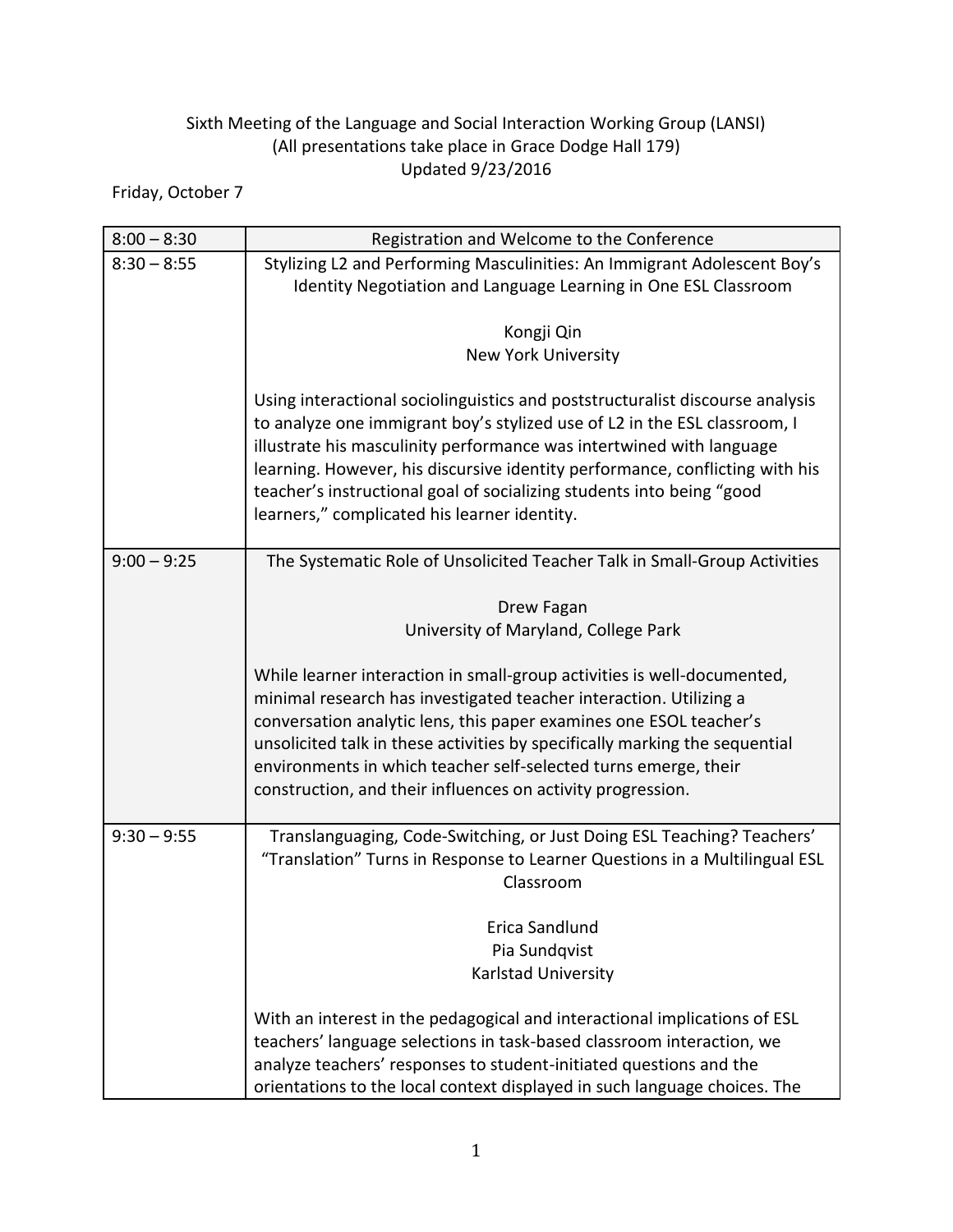Sixth Meeting of the Language and Social Interaction Working Group (LANSI)
(All presentations take place in Grace Dodge Hall 179)
Updated 9/23/2016

Friday, October 7

| 8:00 – 8:30 | Registration and Welcome to the Conference |
|---|---|
| 8:30 – 8:55 | Stylizing L2 and Performing Masculinities: An Immigrant Adolescent Boy's Identity Negotiation and Language Learning in One ESL Classroom<br><br>Kongji Qin<br>New York University<br><br>Using interactional sociolinguistics and poststructuralist discourse analysis to analyze one immigrant boy's stylized use of L2 in the ESL classroom, I illustrate his masculinity performance was intertwined with language learning. However, his discursive identity performance, conflicting with his teacher's instructional goal of socializing students into being "good learners," complicated his learner identity. |
| 9:00 – 9:25 | The Systematic Role of Unsolicited Teacher Talk in Small-Group Activities<br><br>Drew Fagan<br>University of Maryland, College Park<br><br>While learner interaction in small-group activities is well-documented, minimal research has investigated teacher interaction. Utilizing a conversation analytic lens, this paper examines one ESOL teacher's unsolicited talk in these activities by specifically marking the sequential environments in which teacher self-selected turns emerge, their construction, and their influences on activity progression. |
| 9:30 – 9:55 | Translanguaging, Code-Switching, or Just Doing ESL Teaching? Teachers' "Translation" Turns in Response to Learner Questions in a Multilingual ESL Classroom<br><br>Erica Sandlund<br>Pia Sundqvist<br>Karlstad University<br><br>With an interest in the pedagogical and interactional implications of ESL teachers' language selections in task-based classroom interaction, we analyze teachers' responses to student-initiated questions and the orientations to the local context displayed in such language choices. The |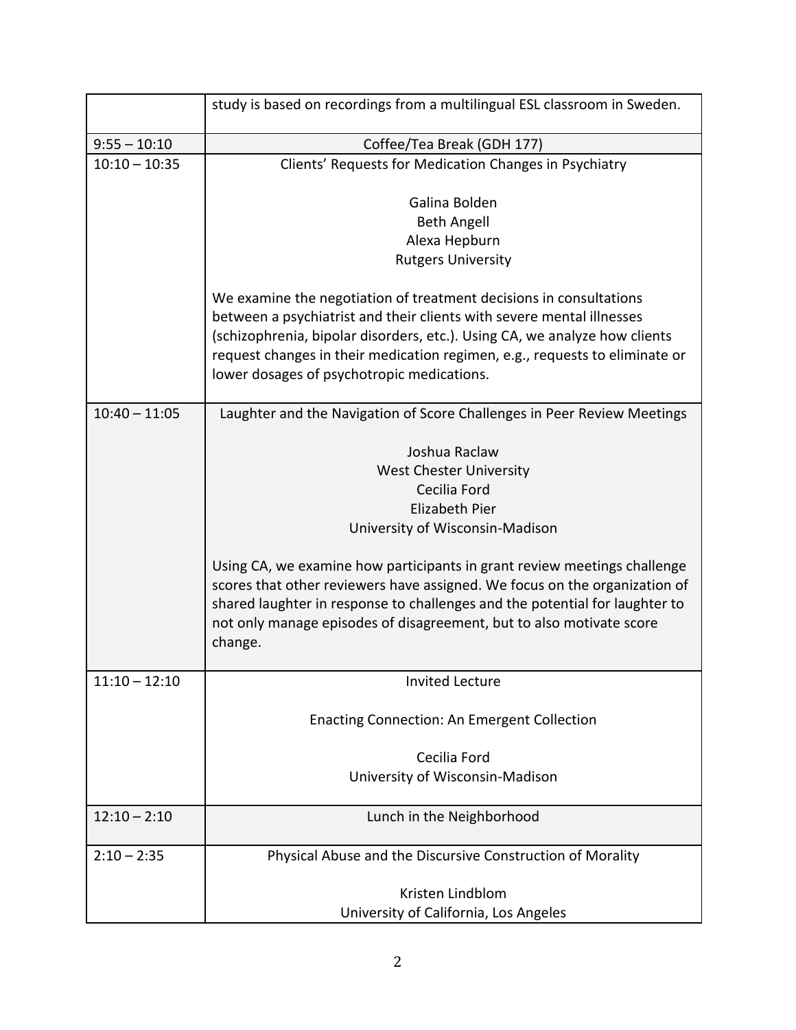| | |
|---|---|
| | study is based on recordings from a multilingual ESL classroom in Sweden. |
| 9:55 – 10:10 | Coffee/Tea Break (GDH 177) |
| 10:10 – 10:35 | Clients' Requests for Medication Changes in Psychiatry<br><br>Galina Bolden<br>Beth Angell<br>Alexa Hepburn<br>Rutgers University<br><br>We examine the negotiation of treatment decisions in consultations between a psychiatrist and their clients with severe mental illnesses (schizophrenia, bipolar disorders, etc.). Using CA, we analyze how clients request changes in their medication regimen, e.g., requests to eliminate or lower dosages of psychotropic medications. |
| 10:40 – 11:05 | Laughter and the Navigation of Score Challenges in Peer Review Meetings<br><br>Joshua Raclaw<br>West Chester University<br>Cecilia Ford<br>Elizabeth Pier<br>University of Wisconsin-Madison<br><br>Using CA, we examine how participants in grant review meetings challenge scores that other reviewers have assigned. We focus on the organization of shared laughter in response to challenges and the potential for laughter to not only manage episodes of disagreement, but to also motivate score change. |
| 11:10 – 12:10 | Invited Lecture<br><br>Enacting Connection: An Emergent Collection<br><br>Cecilia Ford<br>University of Wisconsin-Madison |
| 12:10 – 2:10 | Lunch in the Neighborhood |
| 2:10 – 2:35 | Physical Abuse and the Discursive Construction of Morality<br><br>Kristen Lindblom<br>University of California, Los Angeles |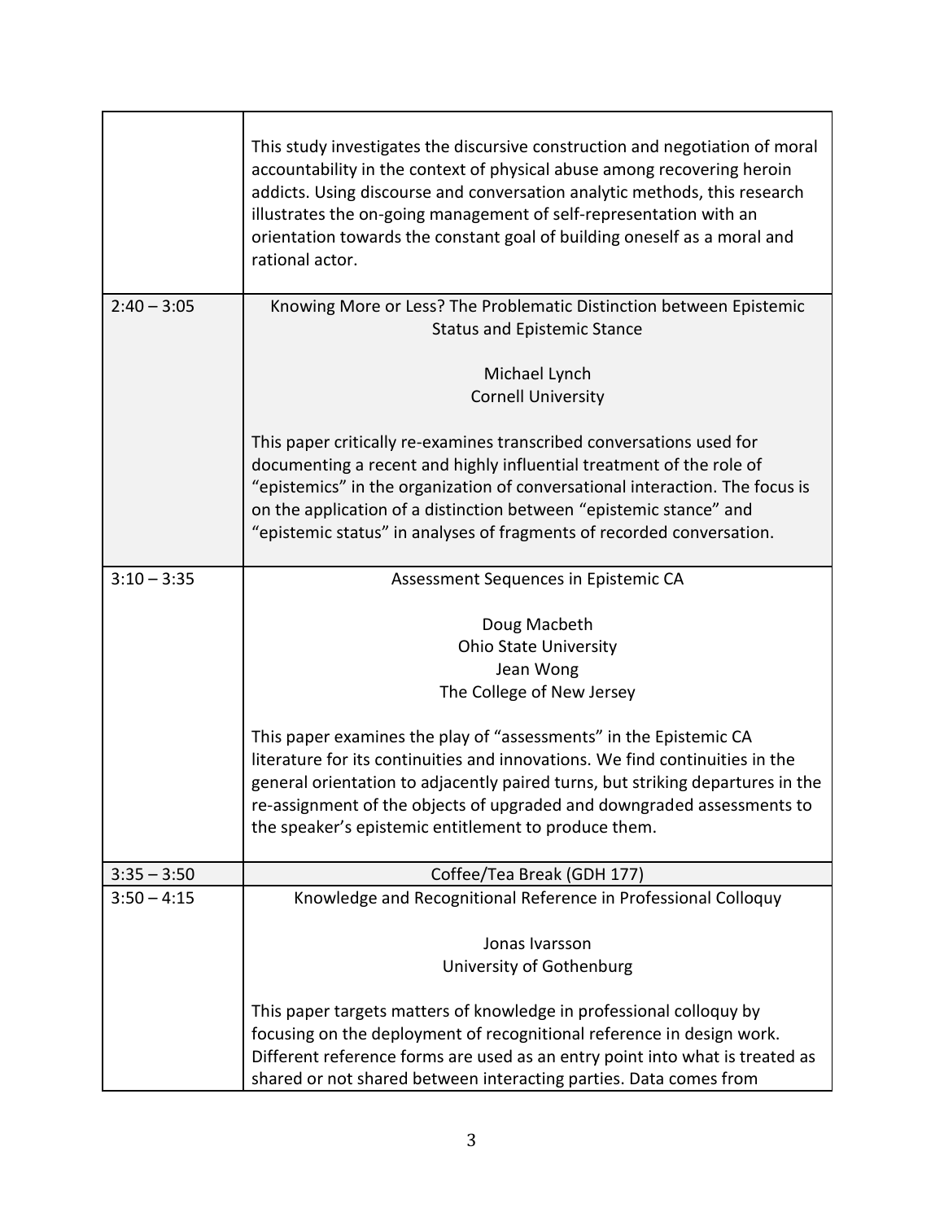| | |
|---|---|
| | This study investigates the discursive construction and negotiation of moral accountability in the context of physical abuse among recovering heroin addicts. Using discourse and conversation analytic methods, this research illustrates the on-going management of self-representation with an orientation towards the constant goal of building oneself as a moral and rational actor. |
| 2:40 – 3:05 | Knowing More or Less? The Problematic Distinction between Epistemic Status and Epistemic Stance<br><br>Michael Lynch<br>Cornell University<br><br>This paper critically re-examines transcribed conversations used for documenting a recent and highly influential treatment of the role of "epistemics" in the organization of conversational interaction. The focus is on the application of a distinction between "epistemic stance" and "epistemic status" in analyses of fragments of recorded conversation. |
| 3:10 – 3:35 | Assessment Sequences in Epistemic CA<br><br>Doug Macbeth<br>Ohio State University<br>Jean Wong<br>The College of New Jersey<br><br>This paper examines the play of "assessments" in the Epistemic CA literature for its continuities and innovations. We find continuities in the general orientation to adjacently paired turns, but striking departures in the re-assignment of the objects of upgraded and downgraded assessments to the speaker's epistemic entitlement to produce them. |
| 3:35 – 3:50 | Coffee/Tea Break (GDH 177) |
| 3:50 – 4:15 | Knowledge and Recognitional Reference in Professional Colloquy<br><br>Jonas Ivarsson<br>University of Gothenburg<br><br>This paper targets matters of knowledge in professional colloquy by focusing on the deployment of recognitional reference in design work. Different reference forms are used as an entry point into what is treated as shared or not shared between interacting parties. Data comes from |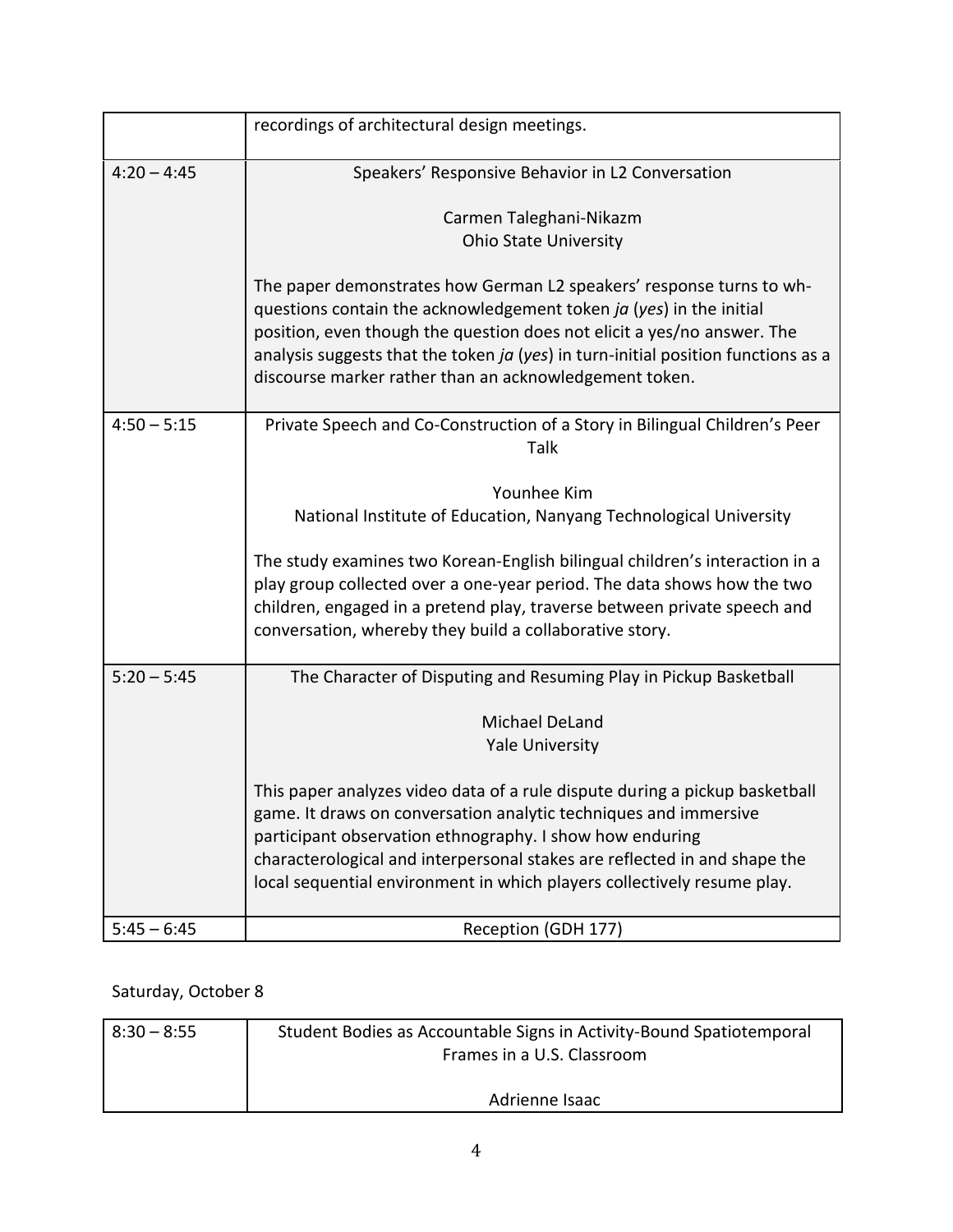| | |
|---|---|
| | recordings of architectural design meetings. |
| 4:20 – 4:45 | Speakers' Responsive Behavior in L2 Conversation<br><br>Carmen Taleghani-Nikazm<br>Ohio State University<br><br>The paper demonstrates how German L2 speakers' response turns to wh-questions contain the acknowledgement token *ja* (*yes*) in the initial position, even though the question does not elicit a yes/no answer. The analysis suggests that the token *ja* (*yes*) in turn-initial position functions as a discourse marker rather than an acknowledgement token. |
| 4:50 – 5:15 | Private Speech and Co-Construction of a Story in Bilingual Children's Peer Talk<br><br>Younhee Kim<br>National Institute of Education, Nanyang Technological University<br><br>The study examines two Korean-English bilingual children's interaction in a play group collected over a one-year period. The data shows how the two children, engaged in a pretend play, traverse between private speech and conversation, whereby they build a collaborative story. |
| 5:20 – 5:45 | The Character of Disputing and Resuming Play in Pickup Basketball<br><br>Michael DeLand<br>Yale University<br><br>This paper analyzes video data of a rule dispute during a pickup basketball game. It draws on conversation analytic techniques and immersive participant observation ethnography. I show how enduring characterological and interpersonal stakes are reflected in and shape the local sequential environment in which players collectively resume play. |
| 5:45 – 6:45 | Reception (GDH 177) |

Saturday, October 8

| | |
|---|---|
| 8:30 – 8:55 | Student Bodies as Accountable Signs in Activity-Bound Spatiotemporal Frames in a U.S. Classroom<br><br>Adrienne Isaac |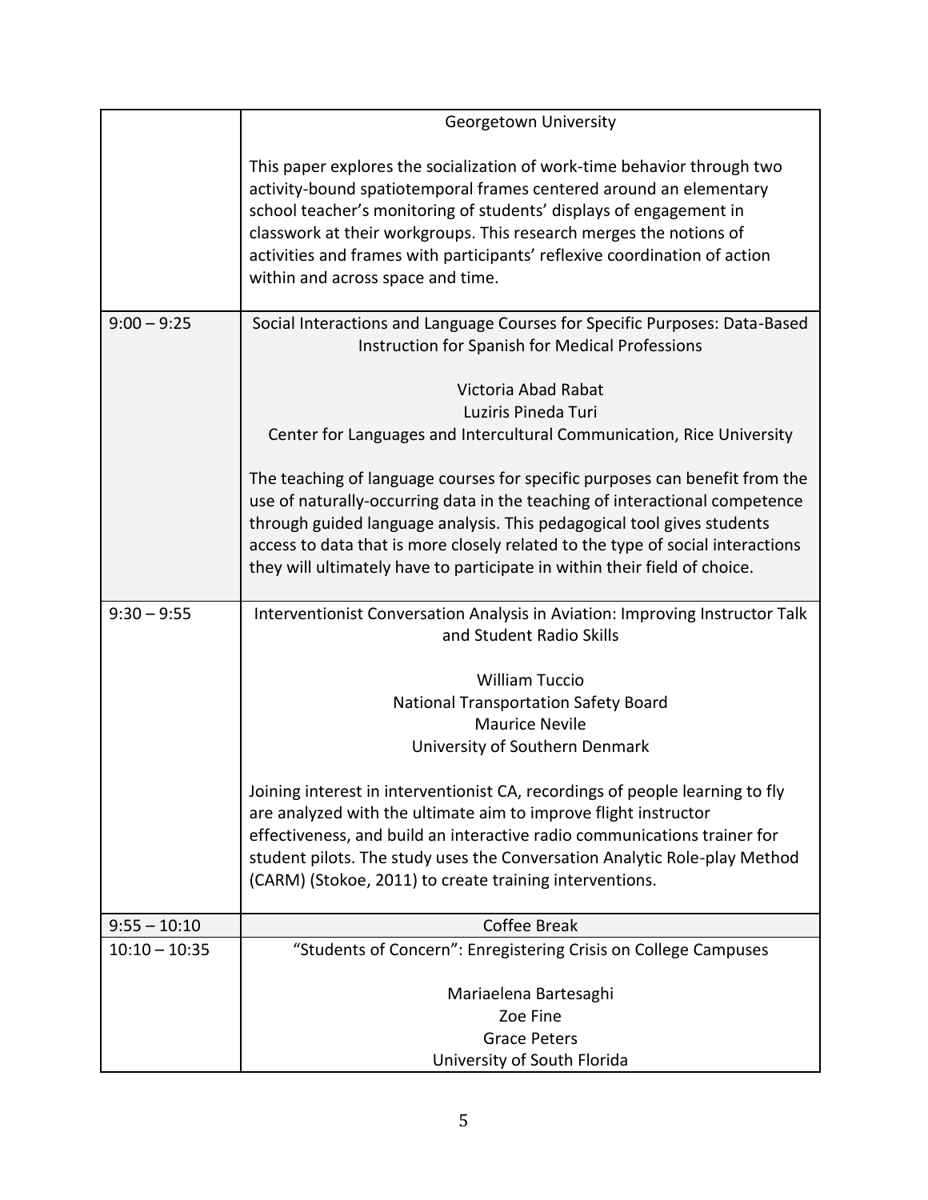| | |
|---|---|
| | Georgetown University<br><br>This paper explores the socialization of work-time behavior through two activity-bound spatiotemporal frames centered around an elementary school teacher's monitoring of students' displays of engagement in classwork at their workgroups. This research merges the notions of activities and frames with participants' reflexive coordination of action within and across space and time. |
| 9:00 – 9:25 | Social Interactions and Language Courses for Specific Purposes: Data-Based Instruction for Spanish for Medical Professions<br><br>Victoria Abad Rabat<br>Luziris Pineda Turi<br>Center for Languages and Intercultural Communication, Rice University<br><br>The teaching of language courses for specific purposes can benefit from the use of naturally-occurring data in the teaching of interactional competence through guided language analysis. This pedagogical tool gives students access to data that is more closely related to the type of social interactions they will ultimately have to participate in within their field of choice. |
| 9:30 – 9:55 | Interventionist Conversation Analysis in Aviation: Improving Instructor Talk and Student Radio Skills<br><br>William Tuccio<br>National Transportation Safety Board<br>Maurice Nevile<br>University of Southern Denmark<br><br>Joining interest in interventionist CA, recordings of people learning to fly are analyzed with the ultimate aim to improve flight instructor effectiveness, and build an interactive radio communications trainer for student pilots. The study uses the Conversation Analytic Role-play Method (CARM) (Stokoe, 2011) to create training interventions. |
| 9:55 – 10:10 | Coffee Break |
| 10:10 – 10:35 | "Students of Concern": Enregistering Crisis on College Campuses<br><br>Mariaelena Bartesaghi<br>Zoe Fine<br>Grace Peters<br>University of South Florida |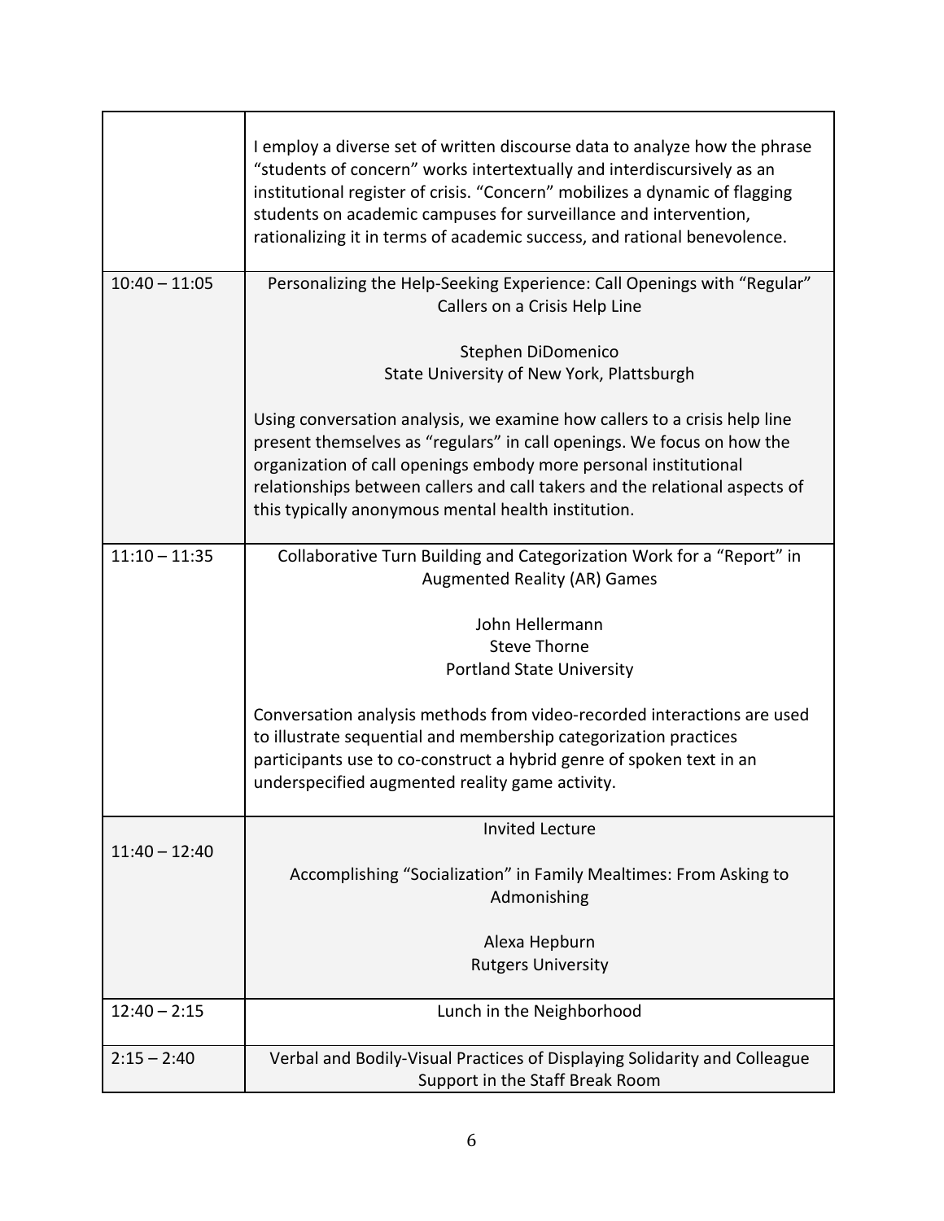| | |
|---|---|
| | I employ a diverse set of written discourse data to analyze how the phrase "students of concern" works intertextually and interdiscursively as an institutional register of crisis. "Concern" mobilizes a dynamic of flagging students on academic campuses for surveillance and intervention, rationalizing it in terms of academic success, and rational benevolence. |
| 10:40 – 11:05 | Personalizing the Help-Seeking Experience: Call Openings with "Regular" Callers on a Crisis Help Line<br><br>Stephen DiDomenico<br>State University of New York, Plattsburgh<br><br>Using conversation analysis, we examine how callers to a crisis help line present themselves as "regulars" in call openings. We focus on how the organization of call openings embody more personal institutional relationships between callers and call takers and the relational aspects of this typically anonymous mental health institution. |
| 11:10 – 11:35 | Collaborative Turn Building and Categorization Work for a "Report" in Augmented Reality (AR) Games<br><br>John Hellermann<br>Steve Thorne<br>Portland State University<br><br>Conversation analysis methods from video-recorded interactions are used to illustrate sequential and membership categorization practices participants use to co-construct a hybrid genre of spoken text in an underspecified augmented reality game activity. |
| 11:40 – 12:40 | Invited Lecture<br><br>Accomplishing "Socialization" in Family Mealtimes: From Asking to Admonishing<br><br>Alexa Hepburn<br>Rutgers University |
| 12:40 – 2:15 | Lunch in the Neighborhood |
| 2:15 – 2:40 | Verbal and Bodily-Visual Practices of Displaying Solidarity and Colleague Support in the Staff Break Room |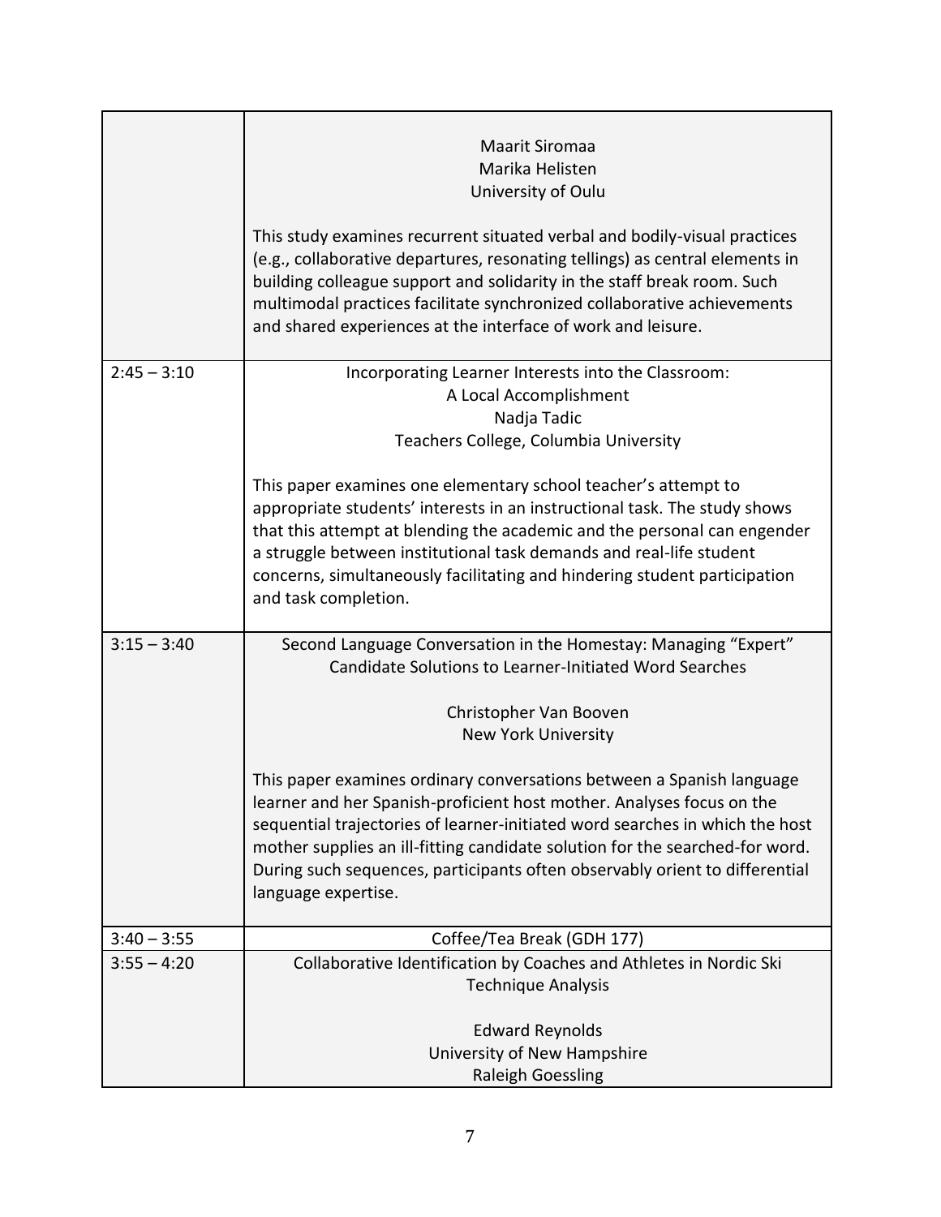| | |
|---|---|
| | Maarit Siromaa<br>Marika Helisten<br>University of Oulu<br><br>This study examines recurrent situated verbal and bodily-visual practices (e.g., collaborative departures, resonating tellings) as central elements in building colleague support and solidarity in the staff break room. Such multimodal practices facilitate synchronized collaborative achievements and shared experiences at the interface of work and leisure. |
| 2:45 – 3:10 | Incorporating Learner Interests into the Classroom:<br>A Local Accomplishment<br>Nadja Tadic<br>Teachers College, Columbia University<br><br>This paper examines one elementary school teacher's attempt to appropriate students' interests in an instructional task. The study shows that this attempt at blending the academic and the personal can engender a struggle between institutional task demands and real-life student concerns, simultaneously facilitating and hindering student participation and task completion. |
| 3:15 – 3:40 | Second Language Conversation in the Homestay: Managing "Expert" Candidate Solutions to Learner-Initiated Word Searches<br><br>Christopher Van Booven<br>New York University<br><br>This paper examines ordinary conversations between a Spanish language learner and her Spanish-proficient host mother. Analyses focus on the sequential trajectories of learner-initiated word searches in which the host mother supplies an ill-fitting candidate solution for the searched-for word. During such sequences, participants often observably orient to differential language expertise. |
| 3:40 – 3:55 | Coffee/Tea Break (GDH 177) |
| 3:55 – 4:20 | Collaborative Identification by Coaches and Athletes in Nordic Ski Technique Analysis<br><br>Edward Reynolds<br>University of New Hampshire<br>Raleigh Goessling |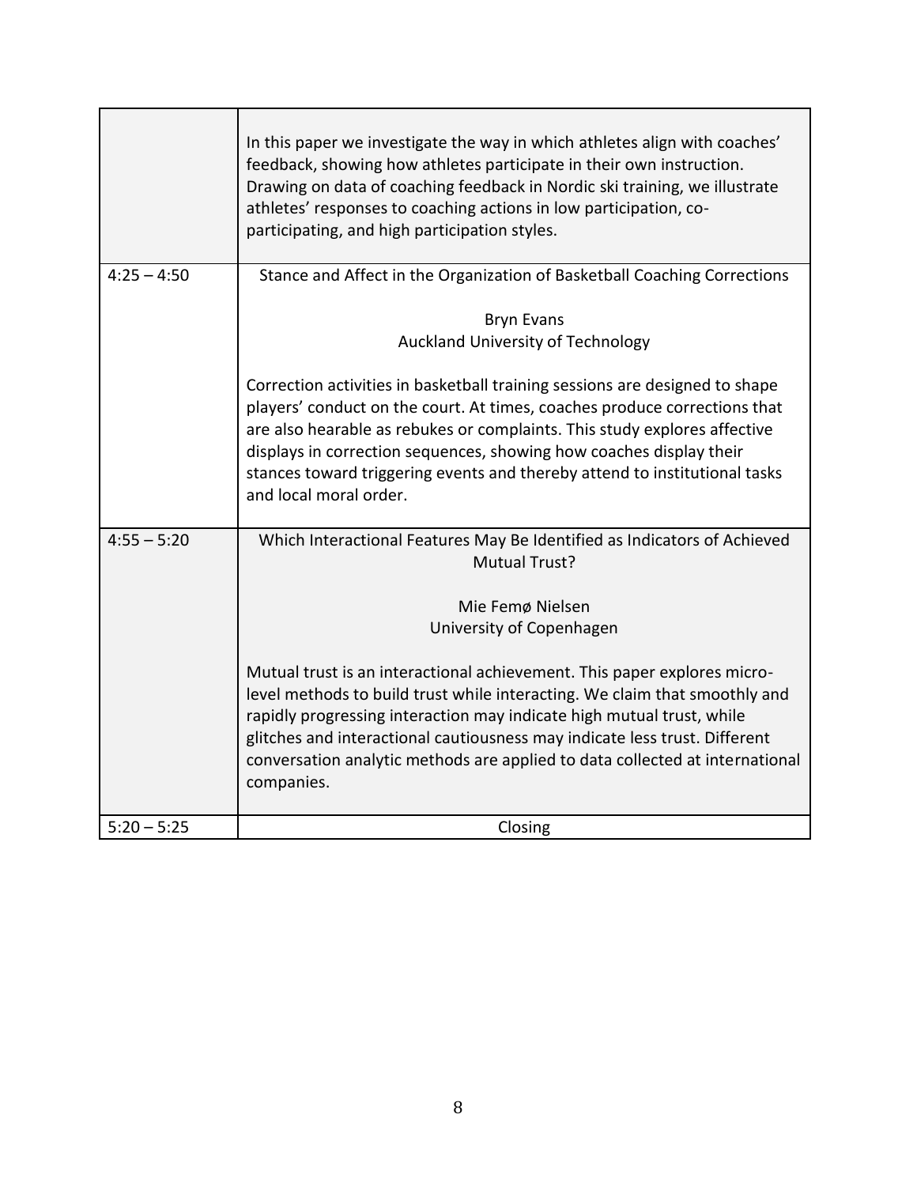| | |
|---|---|
| | In this paper we investigate the way in which athletes align with coaches' feedback, showing how athletes participate in their own instruction. Drawing on data of coaching feedback in Nordic ski training, we illustrate athletes' responses to coaching actions in low participation, co-participating, and high participation styles. |
| 4:25 – 4:50 | Stance and Affect in the Organization of Basketball Coaching Corrections<br><br>Bryn Evans<br>Auckland University of Technology<br><br>Correction activities in basketball training sessions are designed to shape players' conduct on the court. At times, coaches produce corrections that are also hearable as rebukes or complaints. This study explores affective displays in correction sequences, showing how coaches display their stances toward triggering events and thereby attend to institutional tasks and local moral order. |
| 4:55 – 5:20 | Which Interactional Features May Be Identified as Indicators of Achieved Mutual Trust?<br><br>Mie Femø Nielsen<br>University of Copenhagen<br><br>Mutual trust is an interactional achievement. This paper explores micro-level methods to build trust while interacting. We claim that smoothly and rapidly progressing interaction may indicate high mutual trust, while glitches and interactional cautiousness may indicate less trust. Different conversation analytic methods are applied to data collected at international companies. |
| 5:20 – 5:25 | Closing |